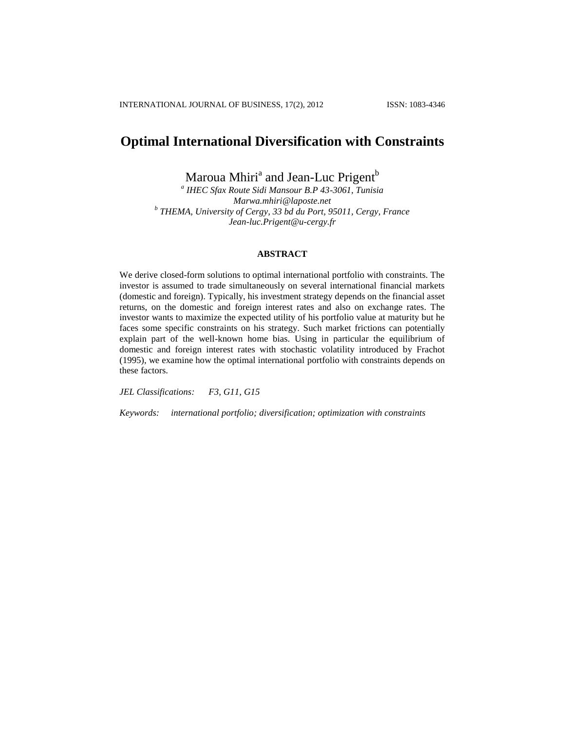# Optimal International Diversification with Constraints

Maroua Mhiri[a] and Jean-Luc Prigent[b]

[a] *IHEC Sfax Route Sidi Mansour B.P 43-3061, Tunisia*
*Marwa.mhiri@laposte.net*
[b] *THEMA, University of Cergy, 33 bd du Port, 95011, Cergy, France*
*Jean-luc.Prigent@u-cergy.fr*

## ABSTRACT

We derive closed-form solutions to optimal international portfolio with constraints. The investor is assumed to trade simultaneously on several international financial markets (domestic and foreign). Typically, his investment strategy depends on the financial asset returns, on the domestic and foreign interest rates and also on exchange rates. The investor wants to maximize the expected utility of his portfolio value at maturity but he faces some specific constraints on his strategy. Such market frictions can potentially explain part of the well-known home bias. Using in particular the equilibrium of domestic and foreign interest rates with stochastic volatility introduced by Frachot (1995), we examine how the optimal international portfolio with constraints depends on these factors.

*JEL Classifications:* *F3, G11, G15*

*Keywords:* *international portfolio; diversification; optimization with constraints*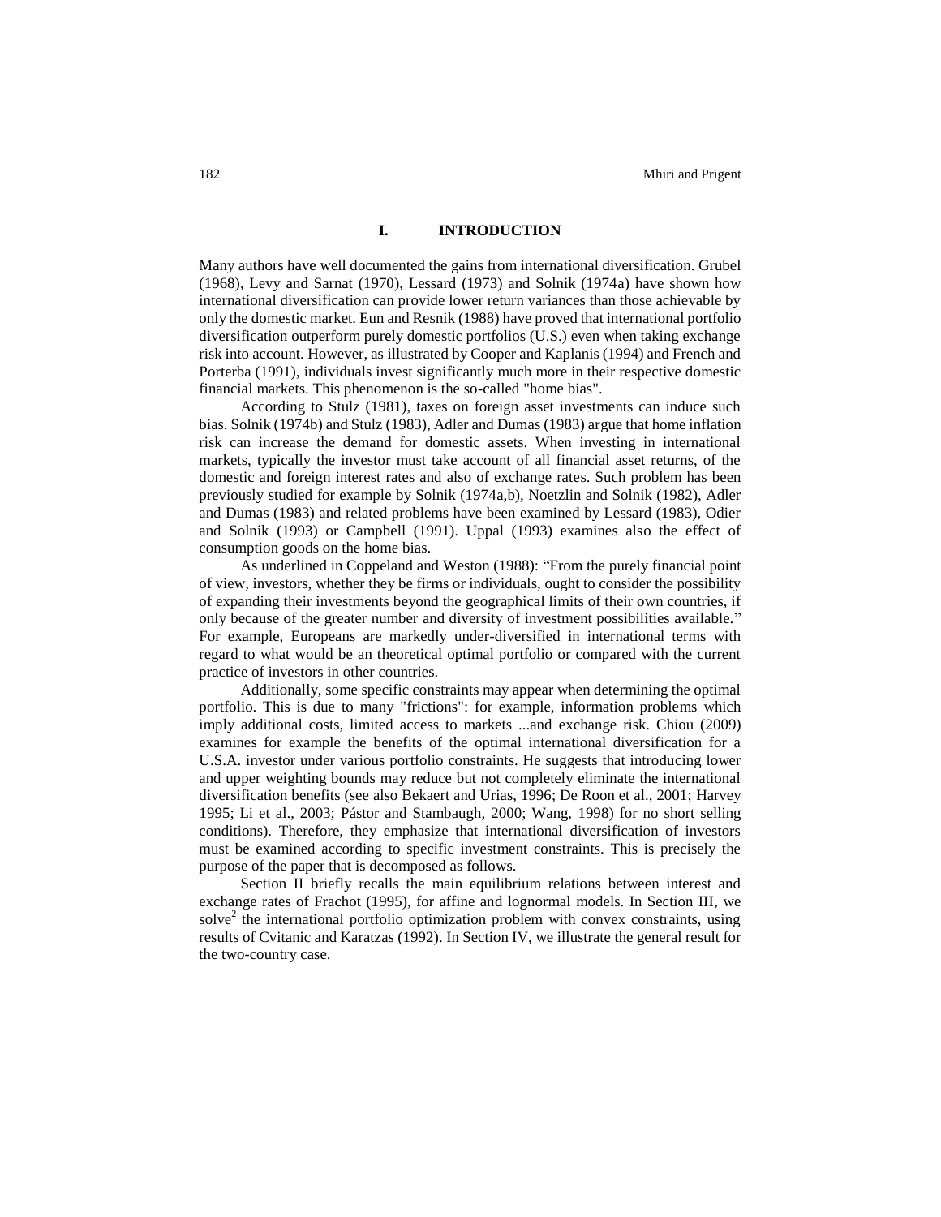## I. INTRODUCTION

Many authors have well documented the gains from international diversification. Grubel (1968), Levy and Sarnat (1970), Lessard (1973) and Solnik (1974a) have shown how international diversification can provide lower return variances than those achievable by only the domestic market. Eun and Resnik (1988) have proved that international portfolio diversification outperform purely domestic portfolios (U.S.) even when taking exchange risk into account. However, as illustrated by Cooper and Kaplanis (1994) and French and Porterba (1991), individuals invest significantly much more in their respective domestic financial markets. This phenomenon is the so-called "home bias".

According to Stulz (1981), taxes on foreign asset investments can induce such bias. Solnik (1974b) and Stulz (1983), Adler and Dumas (1983) argue that home inflation risk can increase the demand for domestic assets. When investing in international markets, typically the investor must take account of all financial asset returns, of the domestic and foreign interest rates and also of exchange rates. Such problem has been previously studied for example by Solnik (1974a,b), Noetzlin and Solnik (1982), Adler and Dumas (1983) and related problems have been examined by Lessard (1983), Odier and Solnik (1993) or Campbell (1991). Uppal (1993) examines also the effect of consumption goods on the home bias.

As underlined in Coppeland and Weston (1988): "From the purely financial point of view, investors, whether they be firms or individuals, ought to consider the possibility of expanding their investments beyond the geographical limits of their own countries, if only because of the greater number and diversity of investment possibilities available." For example, Europeans are markedly under-diversified in international terms with regard to what would be an theoretical optimal portfolio or compared with the current practice of investors in other countries.

Additionally, some specific constraints may appear when determining the optimal portfolio. This is due to many "frictions": for example, information problems which imply additional costs, limited access to markets ...and exchange risk. Chiou (2009) examines for example the benefits of the optimal international diversification for a U.S.A. investor under various portfolio constraints. He suggests that introducing lower and upper weighting bounds may reduce but not completely eliminate the international diversification benefits (see also Bekaert and Urias, 1996; De Roon et al., 2001; Harvey 1995; Li et al., 2003; Pástor and Stambaugh, 2000; Wang, 1998) for no short selling conditions). Therefore, they emphasize that international diversification of investors must be examined according to specific investment constraints. This is precisely the purpose of the paper that is decomposed as follows.

Section II briefly recalls the main equilibrium relations between interest and exchange rates of Frachot (1995), for affine and lognormal models. In Section III, we solve[2] the international portfolio optimization problem with convex constraints, using results of Cvitanic and Karatzas (1992). In Section IV, we illustrate the general result for the two-country case.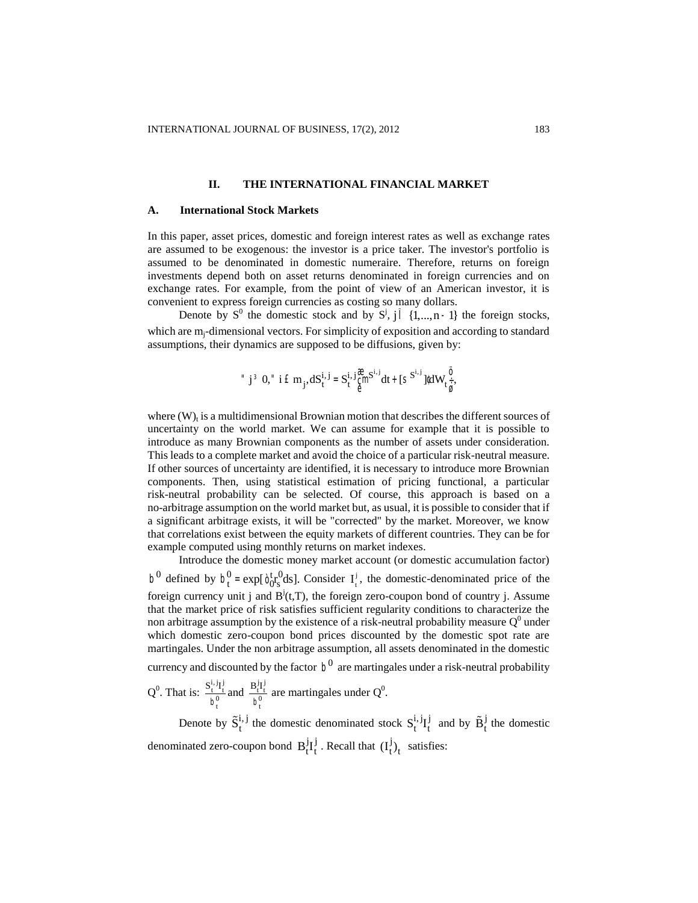## II. THE INTERNATIONAL FINANCIAL MARKET

### A. International Stock Markets

In this paper, asset prices, domestic and foreign interest rates as well as exchange rates are assumed to be exogenous: the investor is a price taker. The investor's portfolio is assumed to be denominated in domestic numeraire. Therefore, returns on foreign investments depend both on asset returns denominated in foreign currencies and on exchange rates. For example, from the point of view of an American investor, it is convenient to express foreign currencies as costing so many dollars.

Denote by $S^0$ the domestic stock and by $S^j, j \in \{1,...,n-1\}$ the foreign stocks, which are $m_j$-dimensional vectors. For simplicity of exposition and according to standard assumptions, their dynamics are supposed to be diffusions, given by:

$$\forall j \geq 0, \forall i \leq m_j, dS_t^{i,j} = S_t^{i,j}\left(\mu^{S^{i,j}} dt + [\sigma^{S^{i,j}}]' dW_t\right),$$

where $(W)_t$ is a multidimensional Brownian motion that describes the different sources of uncertainty on the world market. We can assume for example that it is possible to introduce as many Brownian components as the number of assets under consideration. This leads to a complete market and avoid the choice of a particular risk-neutral measure. If other sources of uncertainty are identified, it is necessary to introduce more Brownian components. Then, using statistical estimation of pricing functional, a particular risk-neutral probability can be selected. Of course, this approach is based on a no-arbitrage assumption on the world market but, as usual, it is possible to consider that if a significant arbitrage exists, it will be "corrected" by the market. Moreover, we know that correlations exist between the equity markets of different countries. They can be for example computed using monthly returns on market indexes.

Introduce the domestic money market account (or domestic accumulation factor) $\beta^0$ defined by $\beta_t^0 = \exp[\int_0^t r_s^0 ds]$. Consider $I_t^j$, the domestic-denominated price of the foreign currency unit j and $B^j(t,T)$, the foreign zero-coupon bond of country j. Assume that the market price of risk satisfies sufficient regularity conditions to characterize the non arbitrage assumption by the existence of a risk-neutral probability measure $Q^0$ under which domestic zero-coupon bond prices discounted by the domestic spot rate are martingales. Under the non arbitrage assumption, all assets denominated in the domestic currency and discounted by the factor $\beta^0$ are martingales under a risk-neutral probability $Q^0$. That is: $\frac{S_t^{i,j} I_t^j}{\beta_t^0}$ and $\frac{B_t^j I_t^j}{\beta_t^0}$ are martingales under $Q^0$.

Denote by $\tilde{S}_t^{i,j}$ the domestic denominated stock $S_t^{i,j} I_t^j$ and by $\tilde{B}_t^j$ the domestic denominated zero-coupon bond $B_t^j I_t^j$. Recall that $(I_t^j)_t$ satisfies: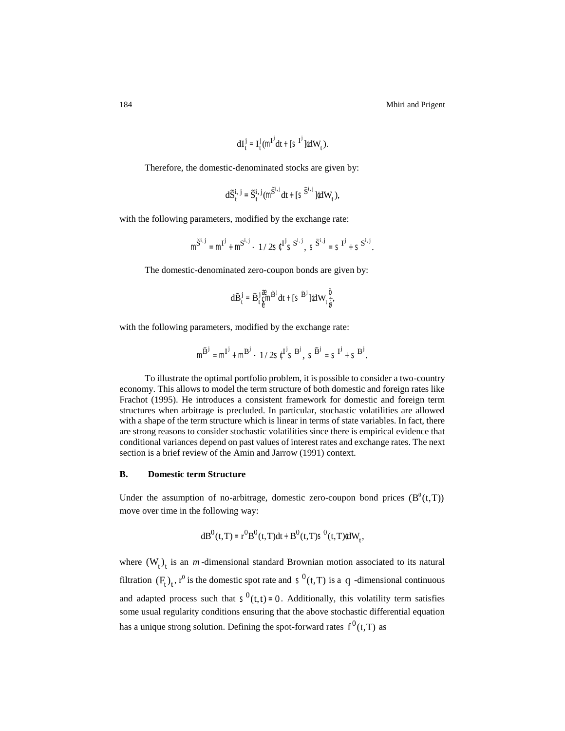$$dI_t^j = I_t^j(\mu^{I^j}dt + [\sigma^{I^j}]' dW_t).$$

Therefore, the domestic-denominated stocks are given by:

$$d\tilde{S}_t^{i,j} = \tilde{S}_t^{i,j}(\mu^{\tilde{S}^{i,j}}dt + [\sigma^{\tilde{S}^{i,j}}]' dW_t),$$

with the following parameters, modified by the exchange rate:

$$\mu^{\tilde{S}^{i,j}} = \mu^{I^j} + \mu^{S^{i,j}} - 1/2\sigma'^{I^j}\sigma^{S^{i,j}}, \ \sigma^{\tilde{S}^{i,j}} = \sigma^{I^j} + \sigma^{S^{i,j}}.$$

The domestic-denominated zero-coupon bonds are given by:

$$d\tilde{B}_t^j = \tilde{B}_t^j\left(\mu^{\tilde{B}^j}dt + [\sigma^{\tilde{B}^j}]' dW_t\right),$$

with the following parameters, modified by the exchange rate:

$$\mu^{\tilde{B}^j} = \mu^{I^j} + \mu^{B^j} - 1/2\sigma'^{I^j}\sigma^{B^j}, \ \sigma^{\tilde{B}^j} = \sigma^{I^j} + \sigma^{B^j}.$$

To illustrate the optimal portfolio problem, it is possible to consider a two-country economy. This allows to model the term structure of both domestic and foreign rates like Frachot (1995). He introduces a consistent framework for domestic and foreign term structures when arbitrage is precluded. In particular, stochastic volatilities are allowed with a shape of the term structure which is linear in terms of state variables. In fact, there are strong reasons to consider stochastic volatilities since there is empirical evidence that conditional variances depend on past values of interest rates and exchange rates. The next section is a brief review of the Amin and Jarrow (1991) context.

### B. Domestic term Structure

Under the assumption of no-arbitrage, domestic zero-coupon bond prices $(B^0(t,T))$ move over time in the following way:

$$dB^0(t,T) = r^0 B^0(t,T)dt + B^0(t,T)\sigma^0(t,T)' dW_t,$$

where $(W_t)_t$ is an $m$-dimensional standard Brownian motion associated to its natural filtration $(F_t)_t$, $r^0$ is the domestic spot rate and $\sigma^0(t,T)$ is a $q$-dimensional continuous and adapted process such that $\sigma^0(t,t) = 0$. Additionally, this volatility term satisfies some usual regularity conditions ensuring that the above stochastic differential equation has a unique strong solution. Defining the spot-forward rates $f^0(t,T)$ as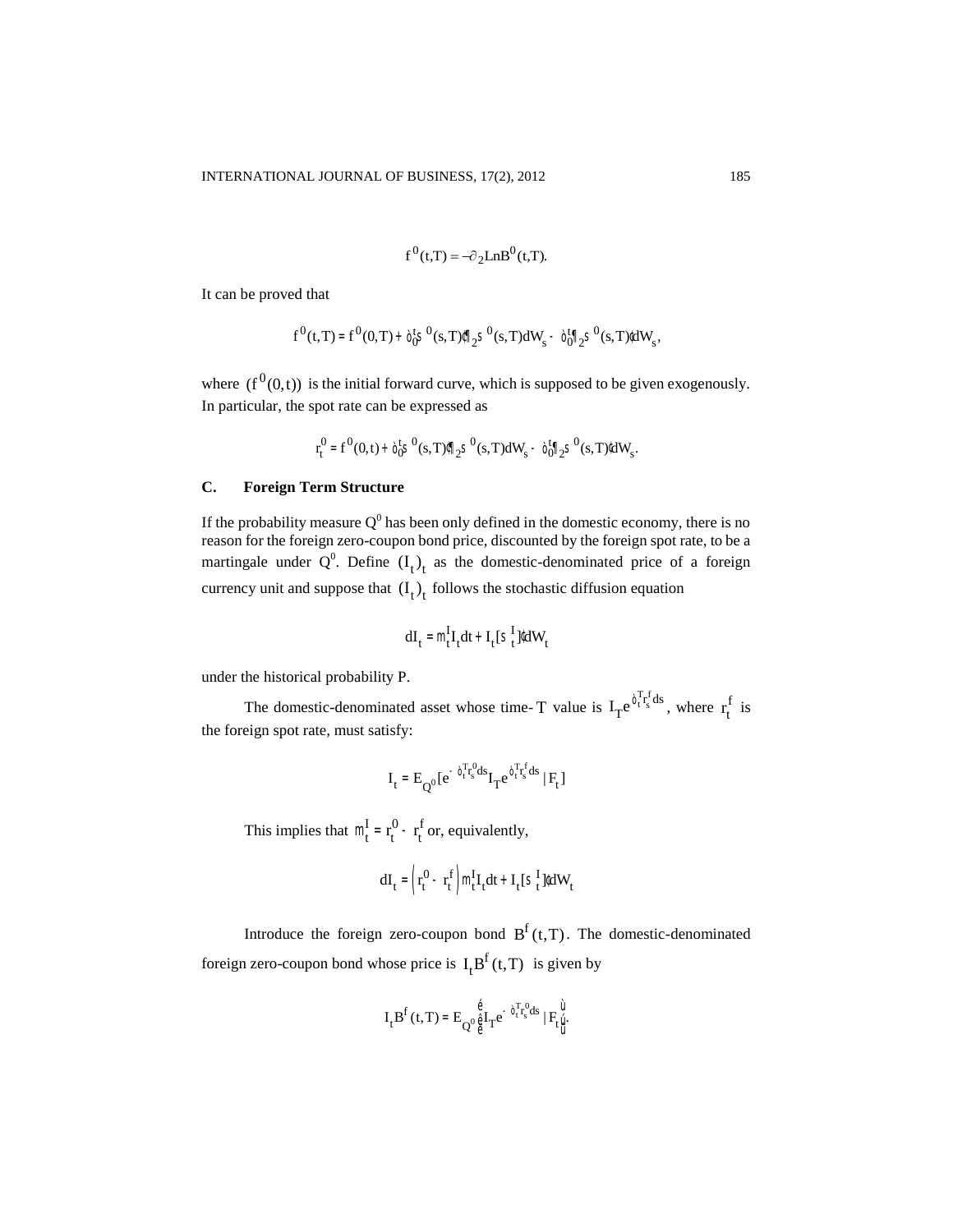$$f^0(t,T) = -\partial_2 \mathrm{Ln} B^0(t,T).$$

It can be proved that

$$f^0(t,T) = f^0(0,T) + \int_0^t \sigma^0(s,T)' \partial_2 \sigma^0(s,T) dW_s - \int_0^t \partial_2 \sigma^0(s,T)' dW_s,$$

where $(f^0(0,t))$ is the initial forward curve, which is supposed to be given exogenously. In particular, the spot rate can be expressed as

$$r_t^0 = f^0(0,t) + \int_0^t \sigma^0(s,T)' \partial_2 \sigma^0(s,T) dW_s - \int_0^t \partial_2 \sigma^0(s,T)' dW_s.$$

## C. Foreign Term Structure

If the probability measure $Q^0$ has been only defined in the domestic economy, there is no reason for the foreign zero-coupon bond price, discounted by the foreign spot rate, to be a martingale under $Q^0$. Define $(I_t)_t$ as the domestic-denominated price of a foreign currency unit and suppose that $(I_t)_t$ follows the stochastic diffusion equation

$$dI_t = \mu_t^I I_t dt + I_t [\sigma_t^I]' dW_t$$

under the historical probability P.

The domestic-denominated asset whose time-$T$ value is $I_T e^{\int_t^T r_s^f ds}$, where $r_t^f$ is the foreign spot rate, must satisfy:

$$I_t = E_{Q^0}[e^{-\int_t^T r_s^0 ds} I_T e^{\int_t^T r_s^f ds} \mid F_t]$$

This implies that $\mu_t^I = r_t^0 - r_t^f$ or, equivalently,

$$dI_t = \left(r_t^0 - r_t^f\right) \mu_t^I I_t dt + I_t [\sigma_t^I]' dW_t$$

Introduce the foreign zero-coupon bond $B^f(t,T)$. The domestic-denominated foreign zero-coupon bond whose price is $I_t B^f(t,T)$ is given by

$$I_t B^f(t,T) = E_{Q^0}\left[ I_T e^{-\int_t^T r_s^0 ds} \mid F_t \right].$$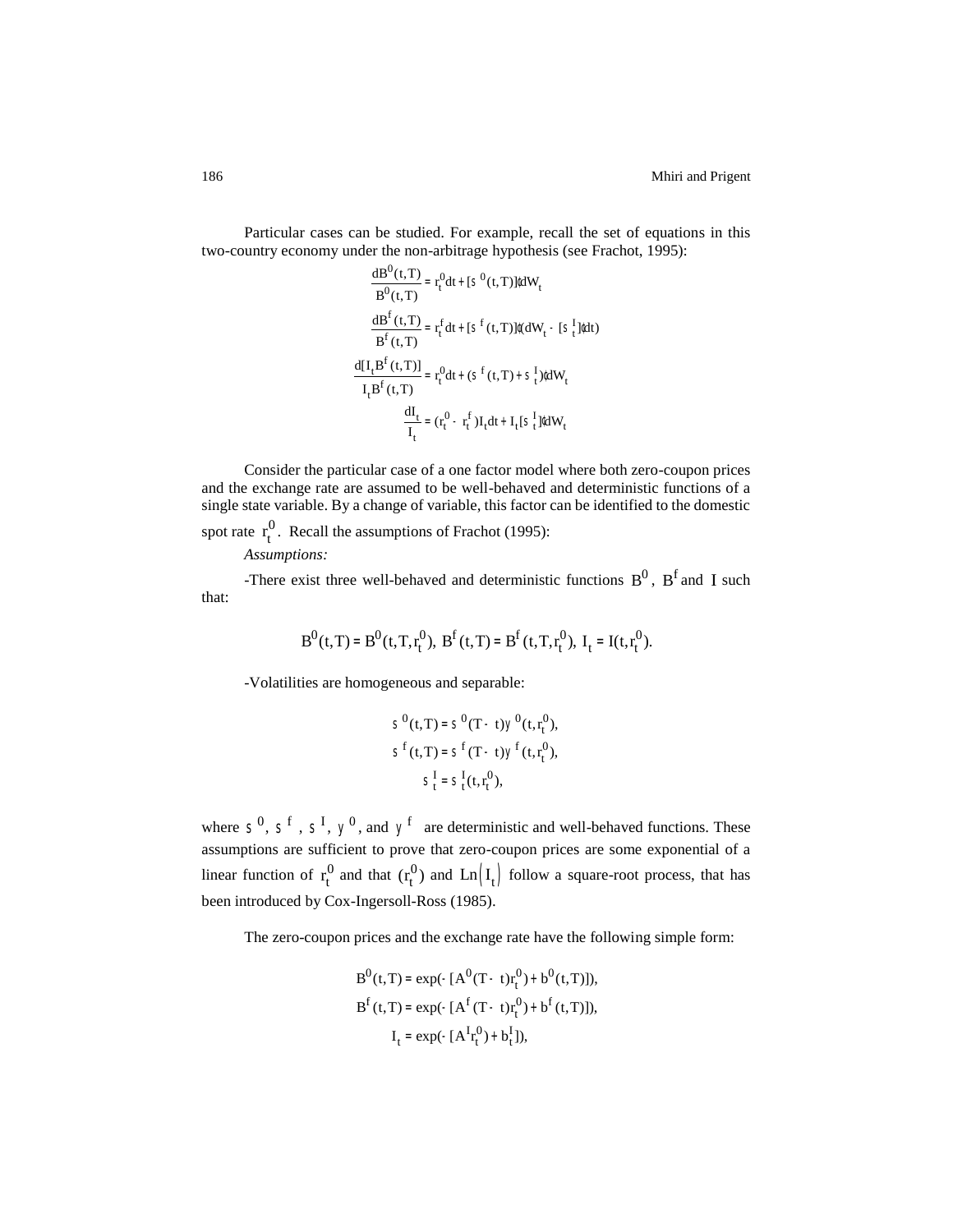Particular cases can be studied. For example, recall the set of equations in this two-country economy under the non-arbitrage hypothesis (see Frachot, 1995):

$$\frac{dB^0(t,T)}{B^0(t,T)} = r_t^0 dt + [\sigma^0(t,T)]' dW_t$$

$$\frac{dB^f(t,T)}{B^f(t,T)} = r_t^f dt + [\sigma^f(t,T)]'(dW_t - [\sigma_t^I] dt)$$

$$\frac{d[I_t B^f(t,T)]}{I_t B^f(t,T)} = r_t^0 dt + (\sigma^f(t,T) + \sigma_t^I)' dW_t$$

$$\frac{dI_t}{I_t} = (r_t^0 - r_t^f) I_t dt + I_t [\sigma_t^I]' dW_t$$

Consider the particular case of a one factor model where both zero-coupon prices and the exchange rate are assumed to be well-behaved and deterministic functions of a single state variable. By a change of variable, this factor can be identified to the domestic spot rate $r_t^0$. Recall the assumptions of Frachot (1995):

*Assumptions:*

-There exist three well-behaved and deterministic functions $B^0$, $B^f$ and $I$ such that:

$$B^0(t,T) = B^0(t,T,r_t^0),\ B^f(t,T) = B^f(t,T,r_t^0),\ I_t = I(t,r_t^0).$$

-Volatilities are homogeneous and separable:

$$\sigma^0(t,T) = \sigma^0(T-t)\psi^0(t,r_t^0),$$

$$\sigma^f(t,T) = \sigma^f(T-t)\psi^f(t,r_t^0),$$

$$\sigma_t^I = \sigma_t^I(t,r_t^0),$$

where $\sigma^0$, $\sigma^f$, $\sigma^I$, $\psi^0$, and $\psi^f$ are deterministic and well-behaved functions. These assumptions are sufficient to prove that zero-coupon prices are some exponential of a linear function of $r_t^0$ and that $(r_t^0)$ and $Ln(I_t)$ follow a square-root process, that has been introduced by Cox-Ingersoll-Ross (1985).

The zero-coupon prices and the exchange rate have the following simple form:

$$B^0(t,T) = \exp(-[A^0(T-t)r_t^0) + b^0(t,T)]),$$

$$B^f(t,T) = \exp(-[A^f(T-t)r_t^0) + b^f(t,T)]),$$

$$I_t = \exp(-[A^I r_t^0) + b_t^I]),$$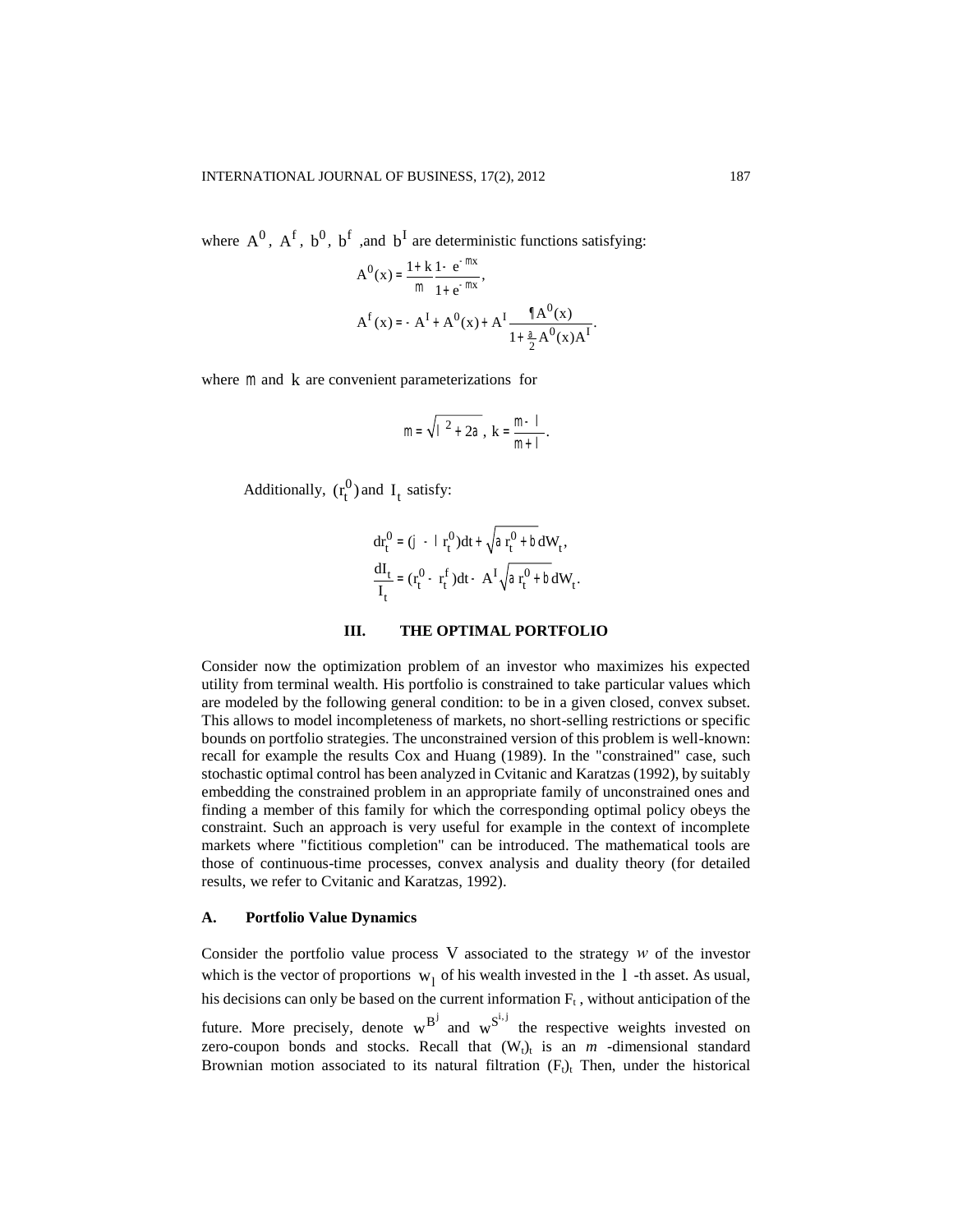where $A^0$, $A^f$, $b^0$, $b^f$ ,and $b^I$ are deterministic functions satisfying:

$$A^0(x) = \frac{1+k}{\mu}\frac{1-e^{-\mu x}}{1+e^{-\mu x}},$$

$$A^f(x) = -A^I + A^0(x) + A^I \frac{\partial A^0(x)}{1+\frac{\alpha}{2}A^0(x)A^I}.$$

where $\mu$ and $k$ are convenient parameterizations for

$$\mu = \sqrt{\lambda^2 + 2\alpha},\ k = \frac{\mu - \lambda}{\mu + \lambda}.$$

Additionally, $(r_t^0)$ and $I_t$ satisfy:

$$dr_t^0 = (\varphi - \lambda r_t^0)dt + \sqrt{\alpha r_t^0 + \beta}\, dW_t,$$

$$\frac{dI_t}{I_t} = (r_t^0 - r_t^f)dt - A^I\sqrt{\alpha r_t^0 + \beta}\, dW_t.$$

## III. THE OPTIMAL PORTFOLIO

Consider now the optimization problem of an investor who maximizes his expected utility from terminal wealth. His portfolio is constrained to take particular values which are modeled by the following general condition: to be in a given closed, convex subset. This allows to model incompleteness of markets, no short-selling restrictions or specific bounds on portfolio strategies. The unconstrained version of this problem is well-known: recall for example the results Cox and Huang (1989). In the "constrained" case, such stochastic optimal control has been analyzed in Cvitanic and Karatzas (1992), by suitably embedding the constrained problem in an appropriate family of unconstrained ones and finding a member of this family for which the corresponding optimal policy obeys the constraint. Such an approach is very useful for example in the context of incomplete markets where "fictitious completion" can be introduced. The mathematical tools are those of continuous-time processes, convex analysis and duality theory (for detailed results, we refer to Cvitanic and Karatzas, 1992).

### A. Portfolio Value Dynamics

Consider the portfolio value process $V$ associated to the strategy $w$ of the investor which is the vector of proportions $w_l$ of his wealth invested in the $l$ -th asset. As usual, his decisions can only be based on the current information $F_t$ , without anticipation of the future. More precisely, denote $w^{B^j}$ and $w^{S^{i,j}}$ the respective weights invested on zero-coupon bonds and stocks. Recall that $(W_t)_t$ is an $m$ -dimensional standard Brownian motion associated to its natural filtration $(F_t)_t$ Then, under the historical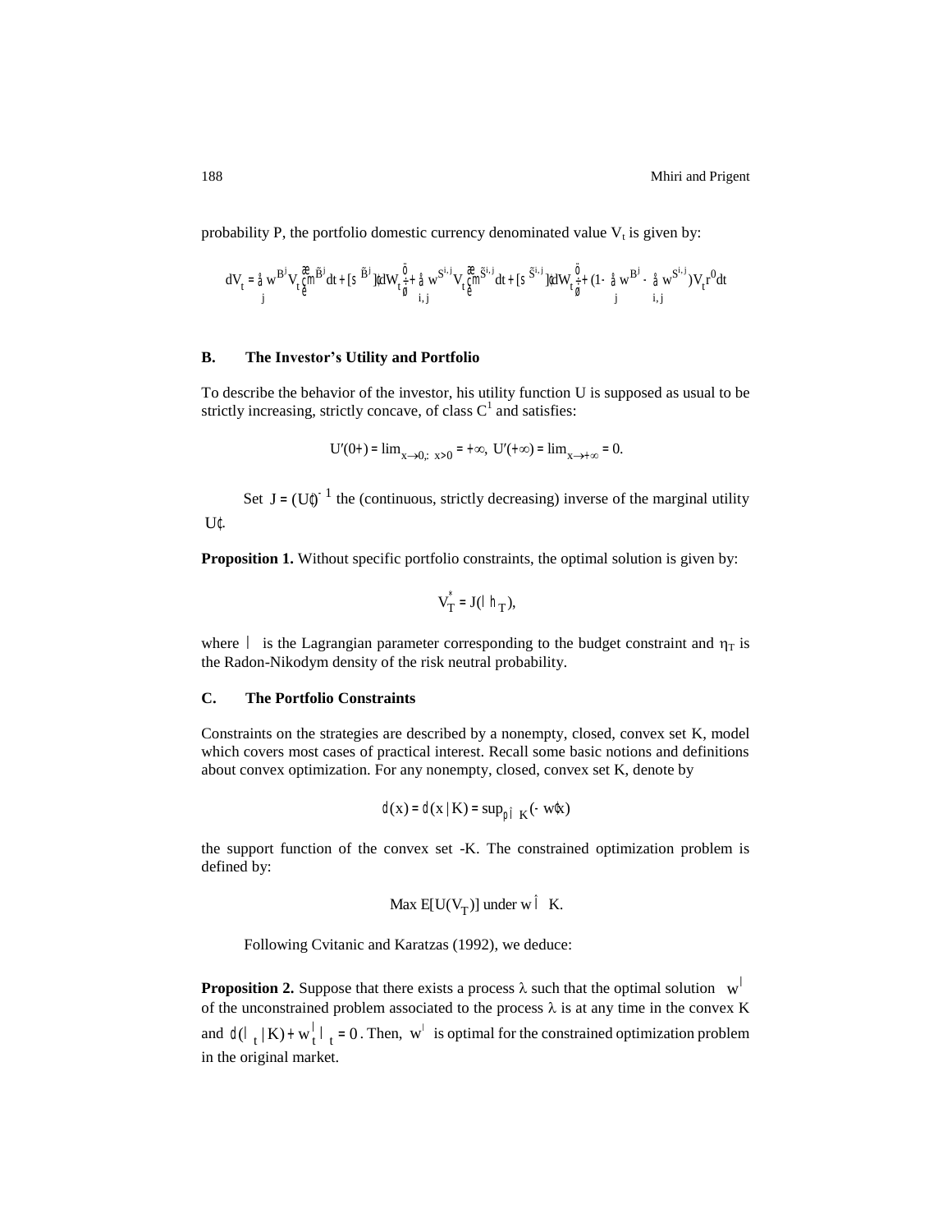probability P, the portfolio domestic currency denominated value $V_t$ is given by:

$$dV_t = \sum_j w^{B^j} V_t \left( \mu^{\tilde{B}^j} dt + [\sigma^{\tilde{B}^j}]' dW_t \right) + \sum_{i,j} w^{S^{i,j}} V_t \left( \mu^{\tilde{S}^{i,j}} dt + [\sigma^{\tilde{S}^{i,j}}]' dW_t \right) + (1 - \sum_j w^{B^j} - \sum_{i,j} w^{S^{i,j}}) V_t r^0 dt$$

### B. The Investor's Utility and Portfolio

To describe the behavior of the investor, his utility function U is supposed as usual to be strictly increasing, strictly concave, of class $C^1$ and satisfies:

$$U'(0+) = \lim_{x \to 0, \, x>0} = +\infty, \; U'(+\infty) = \lim_{x \to +\infty} = 0.$$

Set $J = (U')^{-1}$ the (continuous, strictly decreasing) inverse of the marginal utility $U'$.

**Proposition 1.** Without specific portfolio constraints, the optimal solution is given by:

$$V_T^* = J(\lambda \eta_T),$$

where $\lambda$ is the Lagrangian parameter corresponding to the budget constraint and $\eta_T$ is the Radon-Nikodym density of the risk neutral probability.

### C. The Portfolio Constraints

Constraints on the strategies are described by a nonempty, closed, convex set K, model which covers most cases of practical interest. Recall some basic notions and definitions about convex optimization. For any nonempty, closed, convex set K, denote by

$$\delta(x) = \delta(x \mid K) = \sup_{\varpi \in K} (-w'x)$$

the support function of the convex set -K. The constrained optimization problem is defined by:

$$\text{Max } E[U(V_T)] \text{ under } w \in K.$$

Following Cvitanic and Karatzas (1992), we deduce:

**Proposition 2.** Suppose that there exists a process $\lambda$ such that the optimal solution $w^\lambda$ of the unconstrained problem associated to the process $\lambda$ is at any time in the convex K and $\delta(\lambda_t \mid K) + w_t^\lambda \lambda_t = 0$. Then, $w^\lambda$ is optimal for the constrained optimization problem in the original market.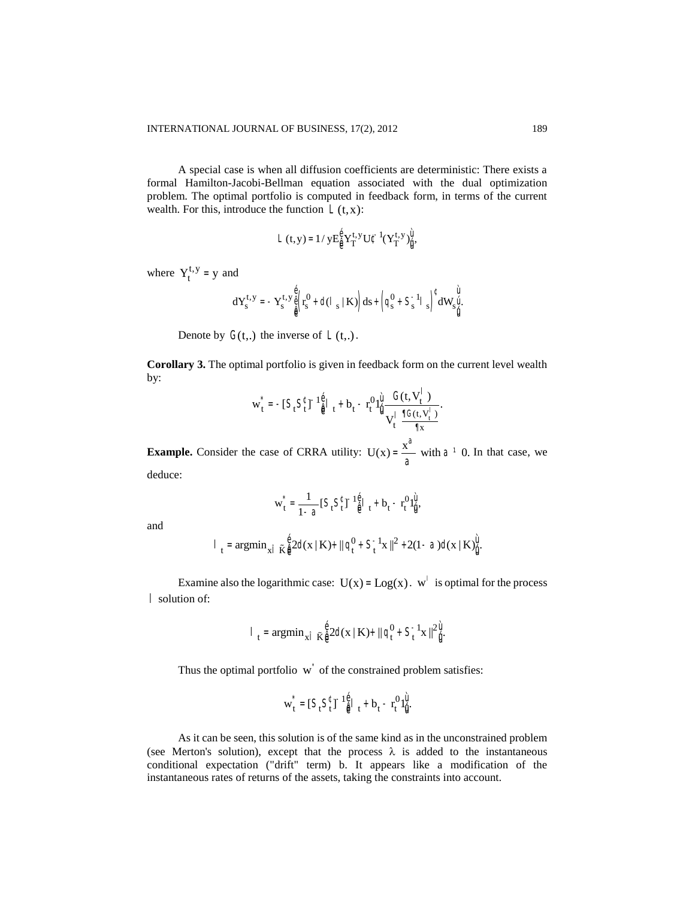A special case is when all diffusion coefficients are deterministic: There exists a formal Hamilton-Jacobi-Bellman equation associated with the dual optimization problem. The optimal portfolio is computed in feedback form, in terms of the current wealth. For this, introduce the function $\Lambda(t,x)$:

$$\Lambda(t,y) = 1/yE\left[Y_T^{t,y}U'^{-1}(Y_T^{t,y})\right],$$

where $Y_t^{t,y} = y$ and

$$dY_s^{t,y} = -Y_s^{t,y}\left[\left(r_s^0 + \delta(\lambda_s \mid K)\right)ds + \left(\theta_s^0 + \Sigma_s^{-1}\lambda_s\right)' dW_s\right].$$

Denote by $\Gamma(t,.)$ the inverse of $\Lambda(t,.)$.

**Corollary 3.** The optimal portfolio is given in feedback form on the current level wealth by:

$$w_t^* = -[\Sigma_t\Sigma_t']^{-1}\left[\lambda_t + b_t - r_t^0 1\right]\frac{\Gamma(t,V_t^\lambda)}{V_t^\lambda \frac{\partial \Gamma(t,V_t^\lambda)}{\partial x}}.$$

**Example.** Consider the case of CRRA utility: $U(x) = \frac{x^\alpha}{\alpha}$ with $\alpha \neq 0$. In that case, we deduce:

$$w_t^* = \frac{1}{1-\alpha}[\Sigma_t\Sigma_t']^{-1}\left[\lambda_t + b_t - r_t^0 1\right],$$

and

$$\lambda_t = \operatorname{argmin}_{x\in \tilde{K}}\left[2\delta(x \mid K) + \|\theta_t^0 + \Sigma_t^{-1}x\|^2 + 2(1-\alpha)\delta(x \mid K)\right].$$

Examine also the logarithmic case: $U(x) = Log(x)$. $w^\lambda$ is optimal for the process $\lambda$ solution of:

$$\lambda_t = \operatorname{argmin}_{x\in \tilde{K}}\left[2\delta(x \mid K) + \|\theta_t^0 + \Sigma_t^{-1}x\|^2\right].$$

Thus the optimal portfolio $w^*$ of the constrained problem satisfies:

$$w_t^* = [\Sigma_t\Sigma_t']^{-1}\left[\lambda_t + b_t - r_t^0 1\right].$$

As it can be seen, this solution is of the same kind as in the unconstrained problem (see Merton's solution), except that the process $\lambda$ is added to the instantaneous conditional expectation ("drift" term) b. It appears like a modification of the instantaneous rates of returns of the assets, taking the constraints into account.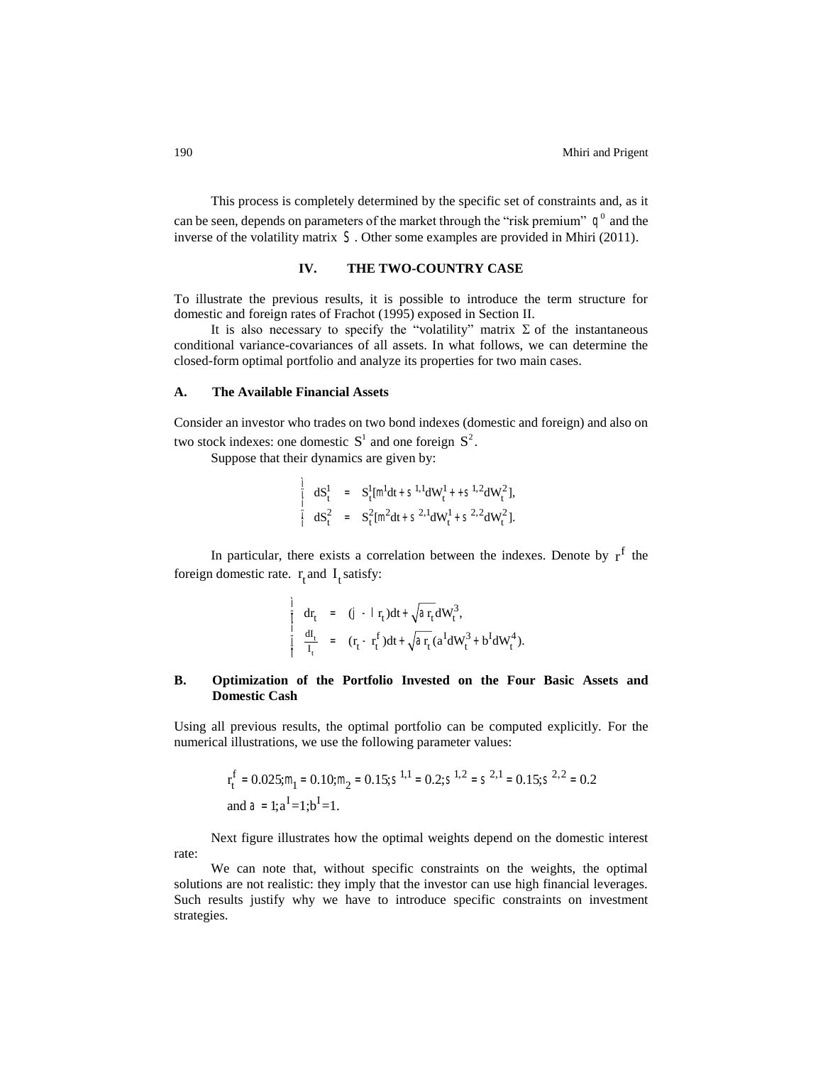This process is completely determined by the specific set of constraints and, as it can be seen, depends on parameters of the market through the "risk premium" $\theta^0$ and the inverse of the volatility matrix $\Sigma$. Other some examples are provided in Mhiri (2011).

## IV. THE TWO-COUNTRY CASE

To illustrate the previous results, it is possible to introduce the term structure for domestic and foreign rates of Frachot (1995) exposed in Section II.

It is also necessary to specify the "volatility" matrix $\Sigma$ of the instantaneous conditional variance-covariances of all assets. In what follows, we can determine the closed-form optimal portfolio and analyze its properties for two main cases.

### A. The Available Financial Assets

Consider an investor who trades on two bond indexes (domestic and foreign) and also on two stock indexes: one domestic $S^1$ and one foreign $S^2$.

Suppose that their dynamics are given by:

$$\begin{cases} dS_t^1 &= S_t^1[\mu^1 dt + \sigma^{1,1} dW_t^1 + +\sigma^{1,2} dW_t^2], \\ dS_t^2 &= S_t^2[\mu^2 dt + \sigma^{2,1} dW_t^1 + \sigma^{2,2} dW_t^2]. \end{cases}$$

In particular, there exists a correlation between the indexes. Denote by $r^f$ the foreign domestic rate. $r_t$ and $I_t$ satisfy:

$$\begin{cases} dr_t &= (\varphi - \lambda r_t)dt + \sqrt{\alpha r_t} dW_t^3, \\ \frac{dI_t}{I_t} &= (r_t - r_t^f)dt + \sqrt{\alpha r_t}(a^I dW_t^3 + b^I dW_t^4). \end{cases}$$

### B. Optimization of the Portfolio Invested on the Four Basic Assets and Domestic Cash

Using all previous results, the optimal portfolio can be computed explicitly. For the numerical illustrations, we use the following parameter values:

$$r_t^f = 0.025; \mu_1 = 0.10; \mu_2 = 0.15; \sigma^{1,1} = 0.2; \sigma^{1,2} = \sigma^{2,1} = 0.15; \sigma^{2,2} = 0.2$$
$$\text{and } \alpha = 1; a^I = 1; b^I = 1.$$

Next figure illustrates how the optimal weights depend on the domestic interest rate:

We can note that, without specific constraints on the weights, the optimal solutions are not realistic: they imply that the investor can use high financial leverages. Such results justify why we have to introduce specific constraints on investment strategies.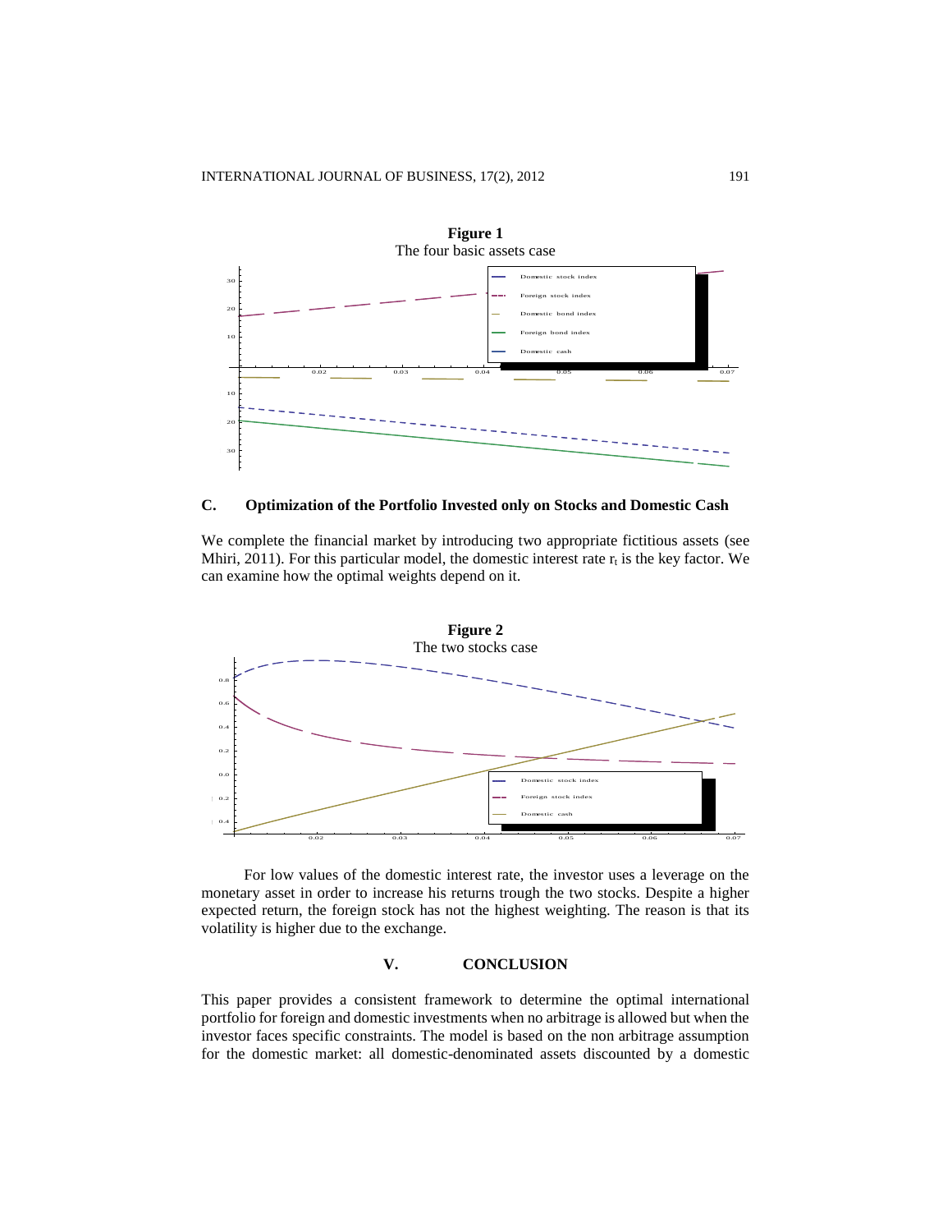**Figure 1**
The four basic assets case

## C. Optimization of the Portfolio Invested only on Stocks and Domestic Cash

We complete the financial market by introducing two appropriate fictitious assets (see Mhiri, 2011). For this particular model, the domestic interest rate $r_t$ is the key factor. We can examine how the optimal weights depend on it.

**Figure 2**
The two stocks case

For low values of the domestic interest rate, the investor uses a leverage on the monetary asset in order to increase his returns trough the two stocks. Despite a higher expected return, the foreign stock has not the highest weighting. The reason is that its volatility is higher due to the exchange.

# V. CONCLUSION

This paper provides a consistent framework to determine the optimal international portfolio for foreign and domestic investments when no arbitrage is allowed but when the investor faces specific constraints. The model is based on the non arbitrage assumption for the domestic market: all domestic-denominated assets discounted by a domestic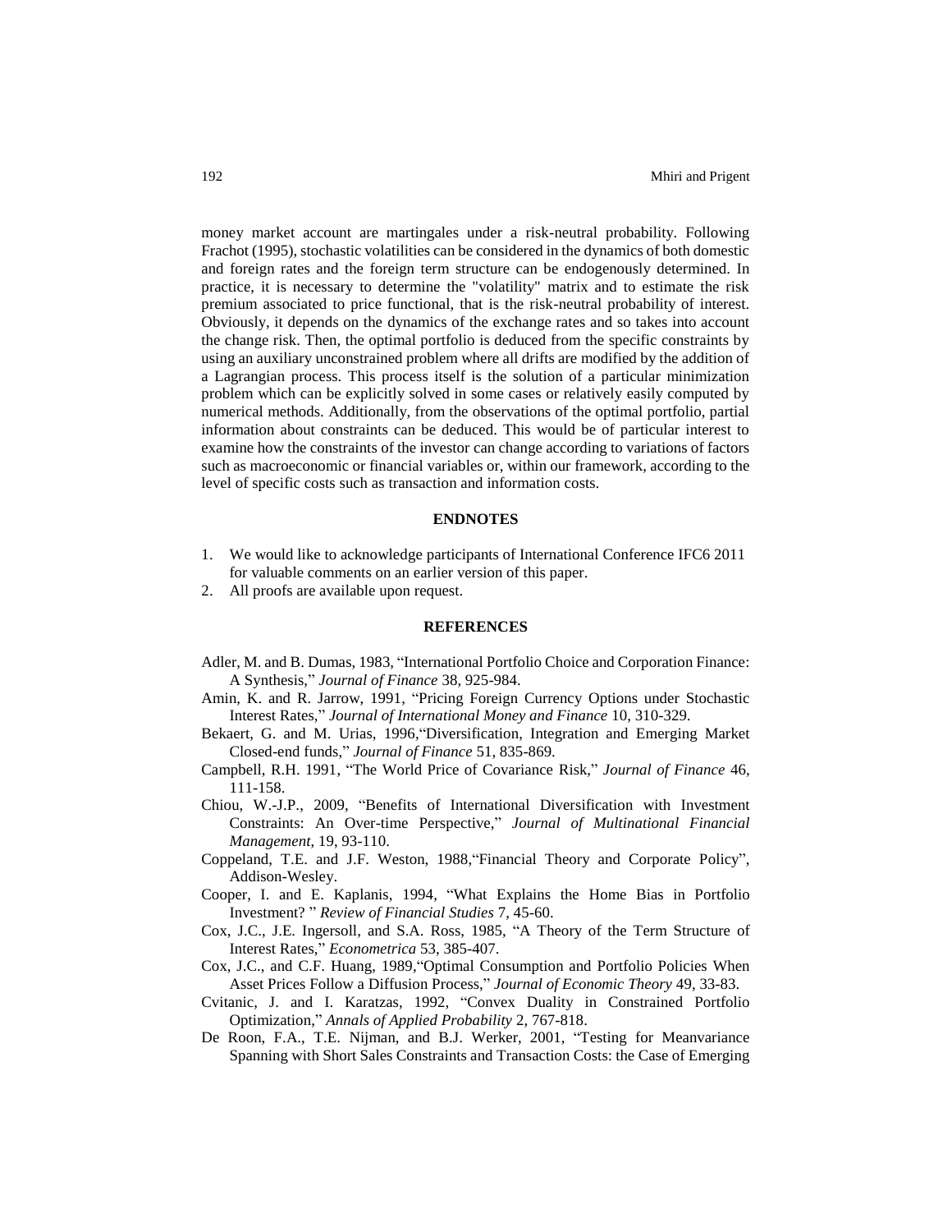money market account are martingales under a risk-neutral probability. Following Frachot (1995), stochastic volatilities can be considered in the dynamics of both domestic and foreign rates and the foreign term structure can be endogenously determined. In practice, it is necessary to determine the "volatility" matrix and to estimate the risk premium associated to price functional, that is the risk-neutral probability of interest. Obviously, it depends on the dynamics of the exchange rates and so takes into account the change risk. Then, the optimal portfolio is deduced from the specific constraints by using an auxiliary unconstrained problem where all drifts are modified by the addition of a Lagrangian process. This process itself is the solution of a particular minimization problem which can be explicitly solved in some cases or relatively easily computed by numerical methods. Additionally, from the observations of the optimal portfolio, partial information about constraints can be deduced. This would be of particular interest to examine how the constraints of the investor can change according to variations of factors such as macroeconomic or financial variables or, within our framework, according to the level of specific costs such as transaction and information costs.

## ENDNOTES

1. We would like to acknowledge participants of International Conference IFC6 2011 for valuable comments on an earlier version of this paper.
2. All proofs are available upon request.

## REFERENCES

Adler, M. and B. Dumas, 1983, "International Portfolio Choice and Corporation Finance: A Synthesis," *Journal of Finance* 38, 925-984.

Amin, K. and R. Jarrow, 1991, "Pricing Foreign Currency Options under Stochastic Interest Rates," *Journal of International Money and Finance* 10, 310-329.

Bekaert, G. and M. Urias, 1996,"Diversification, Integration and Emerging Market Closed-end funds," *Journal of Finance* 51, 835-869.

Campbell, R.H. 1991, "The World Price of Covariance Risk," *Journal of Finance* 46, 111-158.

Chiou, W.-J.P., 2009, "Benefits of International Diversification with Investment Constraints: An Over-time Perspective," *Journal of Multinational Financial Management*, 19, 93-110.

Coppeland, T.E. and J.F. Weston, 1988,"Financial Theory and Corporate Policy", Addison-Wesley.

Cooper, I. and E. Kaplanis, 1994, "What Explains the Home Bias in Portfolio Investment? " *Review of Financial Studies* 7, 45-60.

Cox, J.C., J.E. Ingersoll, and S.A. Ross, 1985, "A Theory of the Term Structure of Interest Rates," *Econometrica* 53, 385-407.

Cox, J.C., and C.F. Huang, 1989,"Optimal Consumption and Portfolio Policies When Asset Prices Follow a Diffusion Process," *Journal of Economic Theory* 49, 33-83.

Cvitanic, J. and I. Karatzas, 1992, "Convex Duality in Constrained Portfolio Optimization," *Annals of Applied Probability* 2, 767-818.

De Roon, F.A., T.E. Nijman, and B.J. Werker, 2001, "Testing for Meanvariance Spanning with Short Sales Constraints and Transaction Costs: the Case of Emerging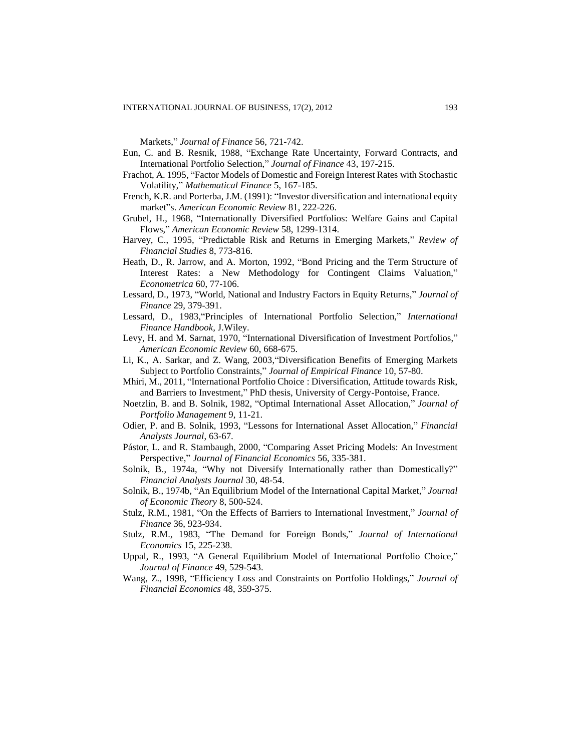Markets," *Journal of Finance* 56, 721-742.

Eun, C. and B. Resnik, 1988, "Exchange Rate Uncertainty, Forward Contracts, and International Portfolio Selection," *Journal of Finance* 43, 197-215.

Frachot, A. 1995, "Factor Models of Domestic and Foreign Interest Rates with Stochastic Volatility," *Mathematical Finance* 5, 167-185.

French, K.R. and Porterba, J.M. (1991): "Investor diversification and international equity market"s. *American Economic Review* 81, 222-226.

Grubel, H., 1968, "Internationally Diversified Portfolios: Welfare Gains and Capital Flows," *American Economic Review* 58, 1299-1314.

Harvey, C., 1995, "Predictable Risk and Returns in Emerging Markets," *Review of Financial Studies* 8, 773-816.

Heath, D., R. Jarrow, and A. Morton, 1992, "Bond Pricing and the Term Structure of Interest Rates: a New Methodology for Contingent Claims Valuation," *Econometrica* 60, 77-106.

Lessard, D., 1973, "World, National and Industry Factors in Equity Returns," *Journal of Finance* 29, 379-391.

Lessard, D., 1983,"Principles of International Portfolio Selection," *International Finance Handbook*, J.Wiley.

Levy, H. and M. Sarnat, 1970, "International Diversification of Investment Portfolios," *American Economic Review* 60, 668-675.

Li, K., A. Sarkar, and Z. Wang, 2003,"Diversification Benefits of Emerging Markets Subject to Portfolio Constraints," *Journal of Empirical Finance* 10, 57-80.

Mhiri, M., 2011, "International Portfolio Choice : Diversification, Attitude towards Risk, and Barriers to Investment," PhD thesis, University of Cergy-Pontoise, France.

Noetzlin, B. and B. Solnik, 1982, "Optimal International Asset Allocation," *Journal of Portfolio Management* 9, 11-21.

Odier, P. and B. Solnik, 1993, "Lessons for International Asset Allocation," *Financial Analysts Journal*, 63-67.

Pástor, L. and R. Stambaugh, 2000, "Comparing Asset Pricing Models: An Investment Perspective," *Journal of Financial Economics* 56, 335-381.

Solnik, B., 1974a, "Why not Diversify Internationally rather than Domestically?" *Financial Analysts Journal* 30, 48-54.

Solnik, B., 1974b, "An Equilibrium Model of the International Capital Market," *Journal of Economic Theory* 8, 500-524.

Stulz, R.M., 1981, "On the Effects of Barriers to International Investment," *Journal of Finance* 36, 923-934.

Stulz, R.M., 1983, "The Demand for Foreign Bonds," *Journal of International Economics* 15, 225-238.

Uppal, R., 1993, "A General Equilibrium Model of International Portfolio Choice," *Journal of Finance* 49, 529-543.

Wang, Z., 1998, "Efficiency Loss and Constraints on Portfolio Holdings," *Journal of Financial Economics* 48, 359-375.